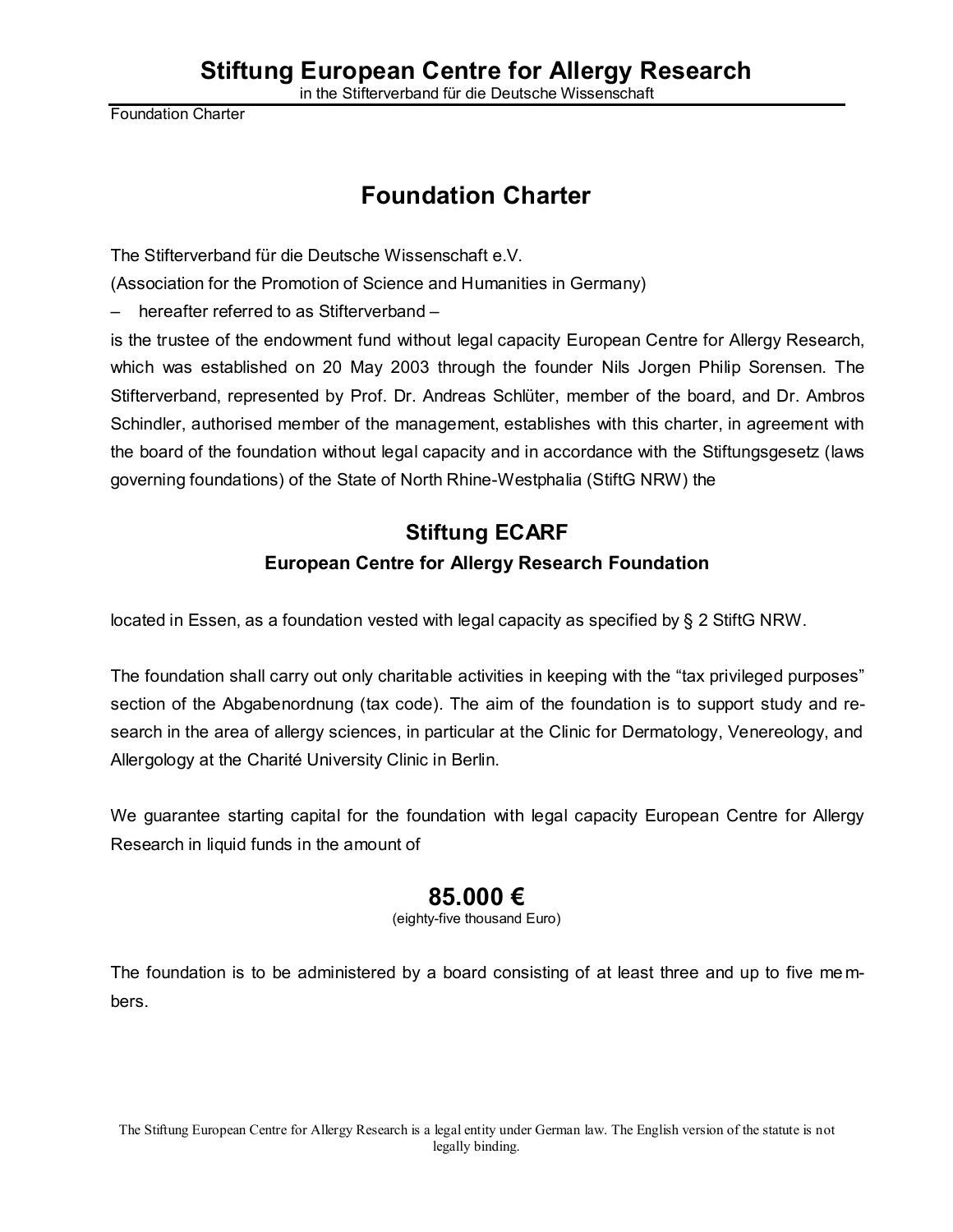# Foundation Charter

The Stifterverband für die Deutsche Wissenschaft e.V.
(Association for the Promotion of Science and Humanities in Germany)
– hereafter referred to as Stifterverband –
is the trustee of the endowment fund without legal capacity European Centre for Allergy Research, which was established on 20 May 2003 through the founder Nils Jorgen Philip Sorensen. The Stifterverband, represented by Prof. Dr. Andreas Schlüter, member of the board, and Dr. Ambros Schindler, authorised member of the management, establishes with this charter, in agreement with the board of the foundation without legal capacity and in accordance with the Stiftungsgesetz (laws governing foundations) of the State of North Rhine-Westphalia (StiftG NRW) the

## Stiftung ECARF

### European Centre for Allergy Research Foundation

located in Essen, as a foundation vested with legal capacity as specified by § 2 StiftG NRW.

The foundation shall carry out only charitable activities in keeping with the "tax privileged purposes" section of the Abgabenordnung (tax code). The aim of the foundation is to support study and research in the area of allergy sciences, in particular at the Clinic for Dermatology, Venereology, and Allergology at the Charité University Clinic in Berlin.

We guarantee starting capital for the foundation with legal capacity European Centre for Allergy Research in liquid funds in the amount of

**85.000 €**
(eighty-five thousand Euro)

The foundation is to be administered by a board consisting of at least three and up to five members.

The Stiftung European Centre for Allergy Research is a legal entity under German law. The English version of the statute is not legally binding.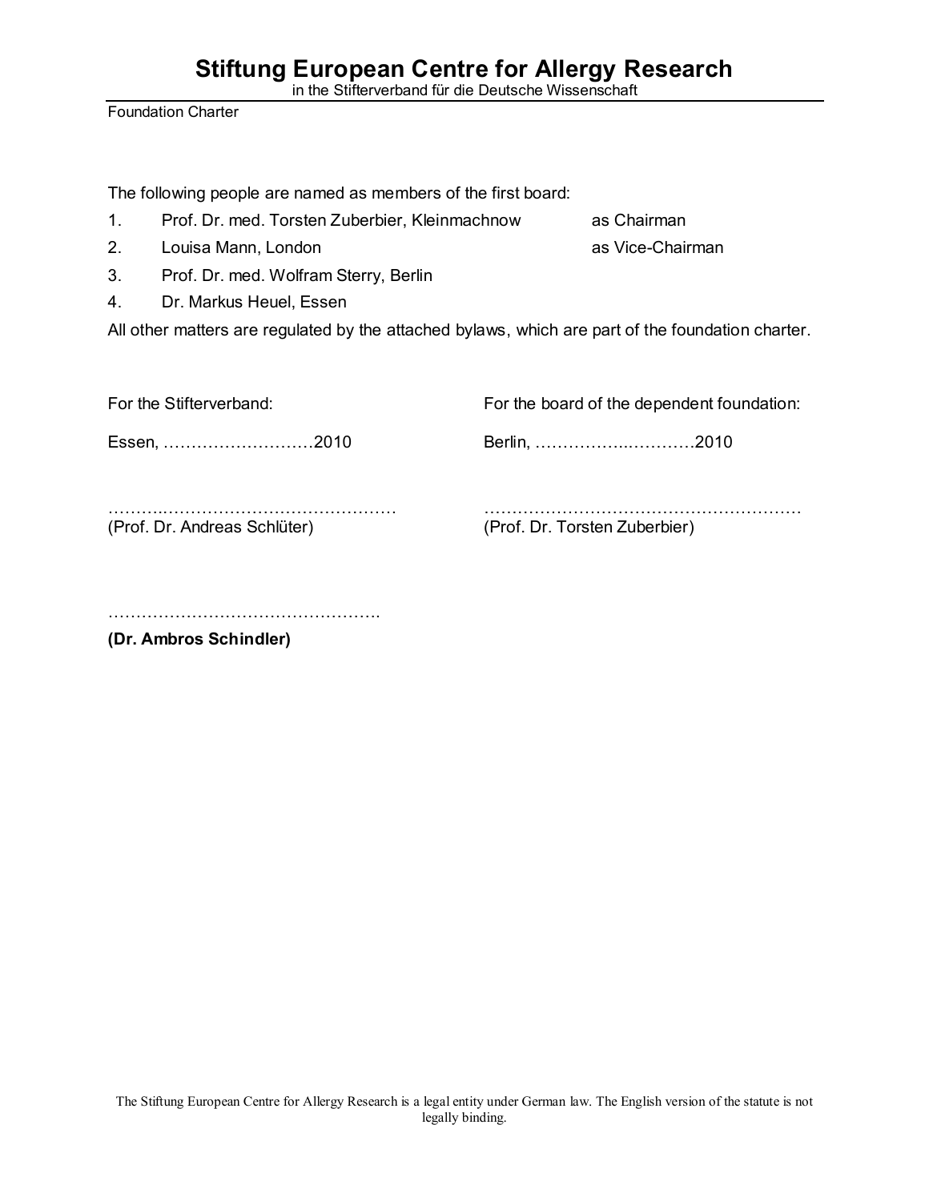The following people are named as members of the first board:

1. Prof. Dr. med. Torsten Zuberbier, Kleinmachnow as Chairman
2. Louisa Mann, London as Vice-Chairman
3. Prof. Dr. med. Wolfram Sterry, Berlin
4. Dr. Markus Heuel, Essen

All other matters are regulated by the attached bylaws, which are part of the foundation charter.

For the Stifterverband:

Essen, ………………………2010

……..…………………………………………
(Prof. Dr. Andreas Schlüter)

For the board of the dependent foundation:

Berlin, …………….…………2010

…………………………………………………
(Prof. Dr. Torsten Zuberbier)

………………………………………….
**(Dr. Ambros Schindler)**

The Stiftung European Centre for Allergy Research is a legal entity under German law. The English version of the statute is not legally binding.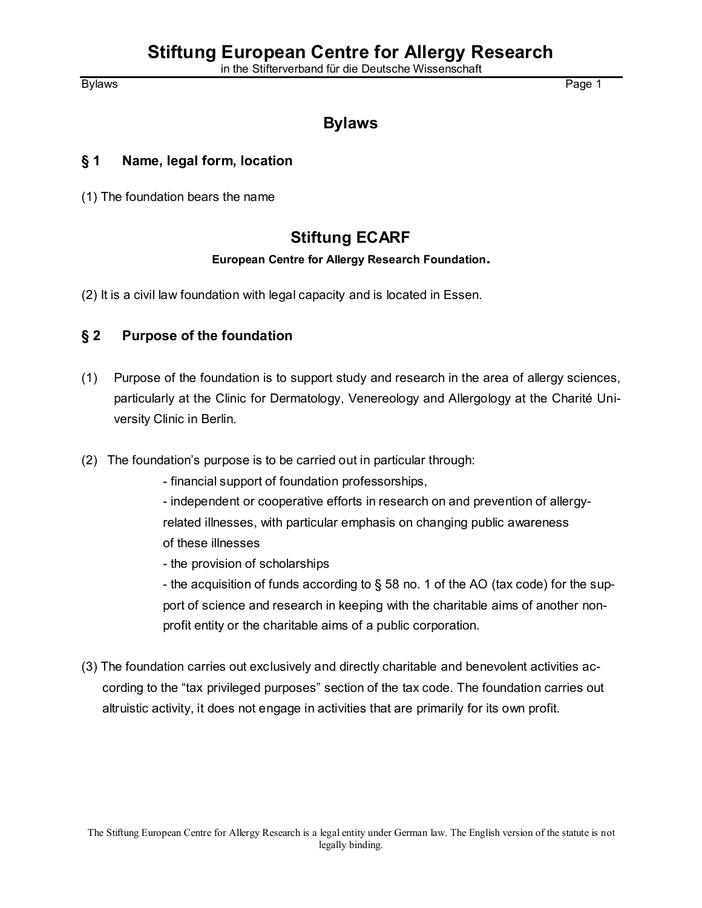# Bylaws

## § 1 Name, legal form, location

(1) The foundation bears the name

**Stiftung ECARF**

**European Centre for Allergy Research Foundation.**

(2) It is a civil law foundation with legal capacity and is located in Essen.

## § 2 Purpose of the foundation

(1) Purpose of the foundation is to support study and research in the area of allergy sciences, particularly at the Clinic for Dermatology, Venereology and Allergology at the Charité University Clinic in Berlin.

(2) The foundation's purpose is to be carried out in particular through:

- financial support of foundation professorships,
- independent or cooperative efforts in research on and prevention of allergy-related illnesses, with particular emphasis on changing public awareness of these illnesses
- the provision of scholarships
- the acquisition of funds according to § 58 no. 1 of the AO (tax code) for the support of science and research in keeping with the charitable aims of another non-profit entity or the charitable aims of a public corporation.

(3) The foundation carries out exclusively and directly charitable and benevolent activities according to the "tax privileged purposes" section of the tax code. The foundation carries out altruistic activity, it does not engage in activities that are primarily for its own profit.

The Stiftung European Centre for Allergy Research is a legal entity under German law. The English version of the statute is not legally binding.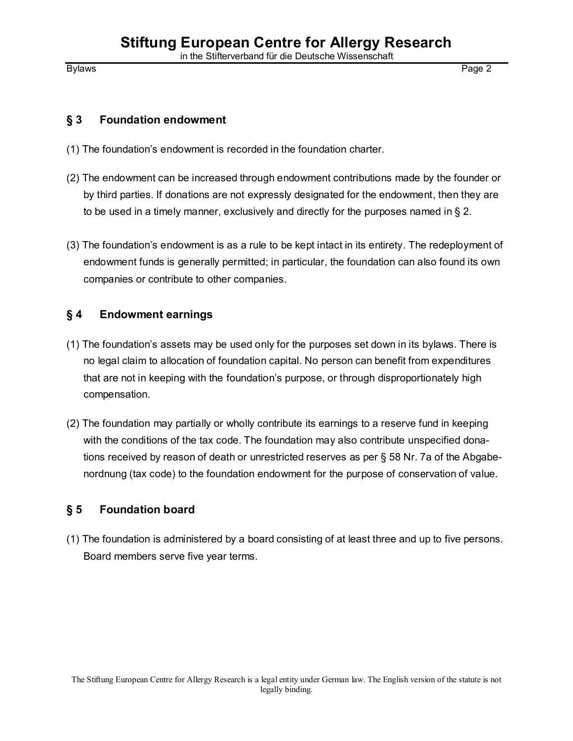## § 3 Foundation endowment

(1) The foundation's endowment is recorded in the foundation charter.

(2) The endowment can be increased through endowment contributions made by the founder or by third parties. If donations are not expressly designated for the endowment, then they are to be used in a timely manner, exclusively and directly for the purposes named in § 2.

(3) The foundation's endowment is as a rule to be kept intact in its entirety. The redeployment of endowment funds is generally permitted; in particular, the foundation can also found its own companies or contribute to other companies.

## § 4 Endowment earnings

(1) The foundation's assets may be used only for the purposes set down in its bylaws. There is no legal claim to allocation of foundation capital. No person can benefit from expenditures that are not in keeping with the foundation's purpose, or through disproportionately high compensation.

(2) The foundation may partially or wholly contribute its earnings to a reserve fund in keeping with the conditions of the tax code. The foundation may also contribute unspecified donations received by reason of death or unrestricted reserves as per § 58 Nr. 7a of the Abgabenordnung (tax code) to the foundation endowment for the purpose of conservation of value.

## § 5 Foundation board

(1) The foundation is administered by a board consisting of at least three and up to five persons. Board members serve five year terms.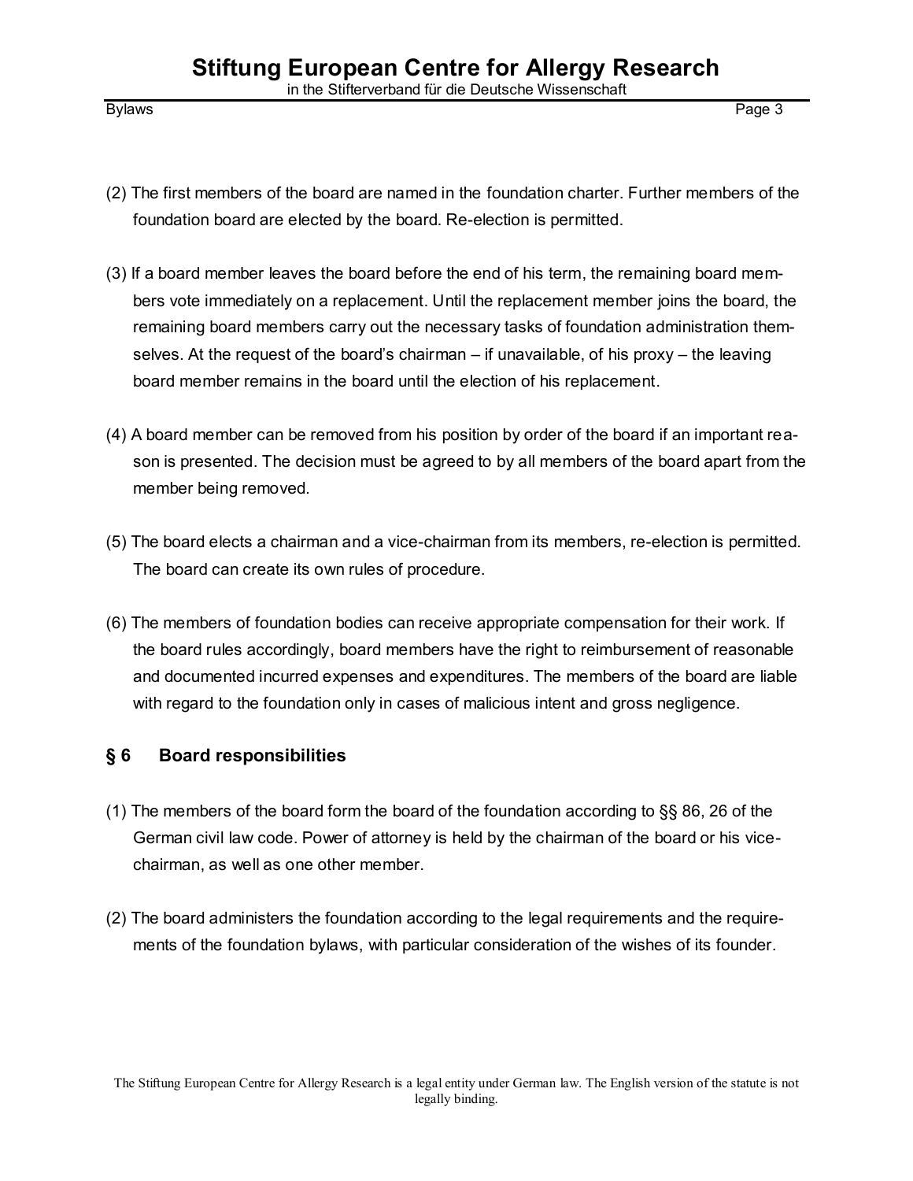(2) The first members of the board are named in the foundation charter. Further members of the foundation board are elected by the board. Re-election is permitted.

(3) If a board member leaves the board before the end of his term, the remaining board members vote immediately on a replacement. Until the replacement member joins the board, the remaining board members carry out the necessary tasks of foundation administration themselves. At the request of the board's chairman – if unavailable, of his proxy – the leaving board member remains in the board until the election of his replacement.

(4) A board member can be removed from his position by order of the board if an important reason is presented. The decision must be agreed to by all members of the board apart from the member being removed.

(5) The board elects a chairman and a vice-chairman from its members, re-election is permitted. The board can create its own rules of procedure.

(6) The members of foundation bodies can receive appropriate compensation for their work. If the board rules accordingly, board members have the right to reimbursement of reasonable and documented incurred expenses and expenditures. The members of the board are liable with regard to the foundation only in cases of malicious intent and gross negligence.

## § 6 Board responsibilities

(1) The members of the board form the board of the foundation according to §§ 86, 26 of the German civil law code. Power of attorney is held by the chairman of the board or his vice-chairman, as well as one other member.

(2) The board administers the foundation according to the legal requirements and the requirements of the foundation bylaws, with particular consideration of the wishes of its founder.

The Stiftung European Centre for Allergy Research is a legal entity under German law. The English version of the statute is not legally binding.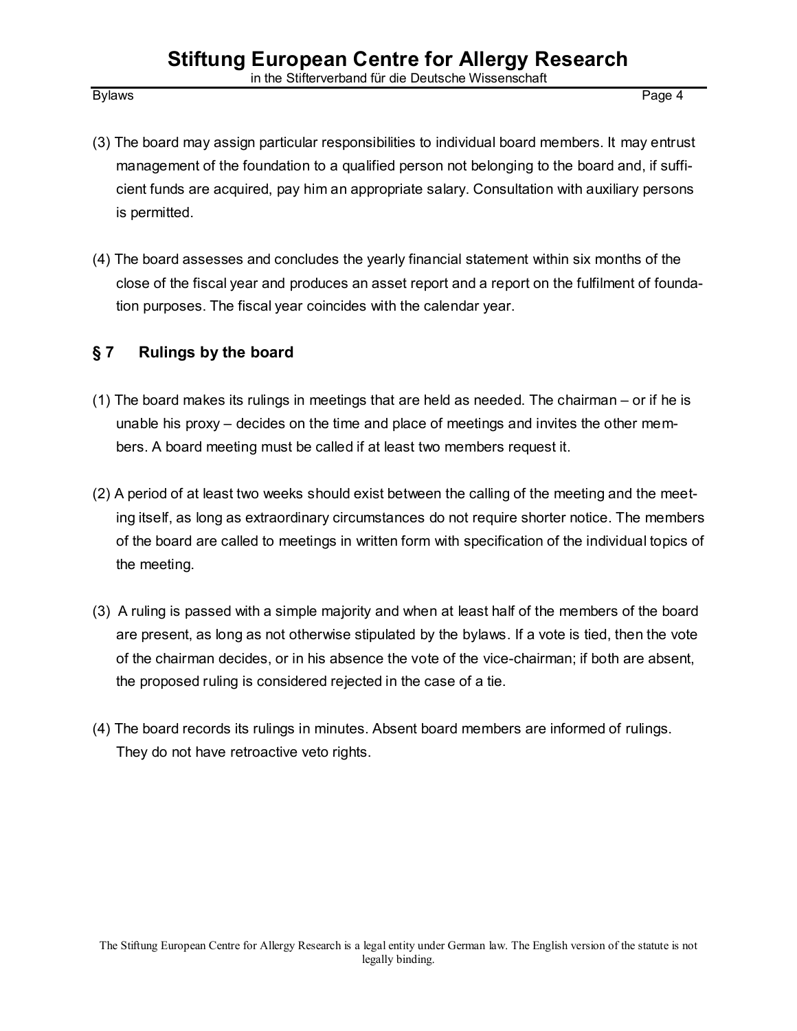(3) The board may assign particular responsibilities to individual board members. It may entrust management of the foundation to a qualified person not belonging to the board and, if sufficient funds are acquired, pay him an appropriate salary. Consultation with auxiliary persons is permitted.

(4) The board assesses and concludes the yearly financial statement within six months of the close of the fiscal year and produces an asset report and a report on the fulfilment of foundation purposes. The fiscal year coincides with the calendar year.

## § 7 Rulings by the board

(1) The board makes its rulings in meetings that are held as needed. The chairman – or if he is unable his proxy – decides on the time and place of meetings and invites the other members. A board meeting must be called if at least two members request it.

(2) A period of at least two weeks should exist between the calling of the meeting and the meeting itself, as long as extraordinary circumstances do not require shorter notice. The members of the board are called to meetings in written form with specification of the individual topics of the meeting.

(3) A ruling is passed with a simple majority and when at least half of the members of the board are present, as long as not otherwise stipulated by the bylaws. If a vote is tied, then the vote of the chairman decides, or in his absence the vote of the vice-chairman; if both are absent, the proposed ruling is considered rejected in the case of a tie.

(4) The board records its rulings in minutes. Absent board members are informed of rulings. They do not have retroactive veto rights.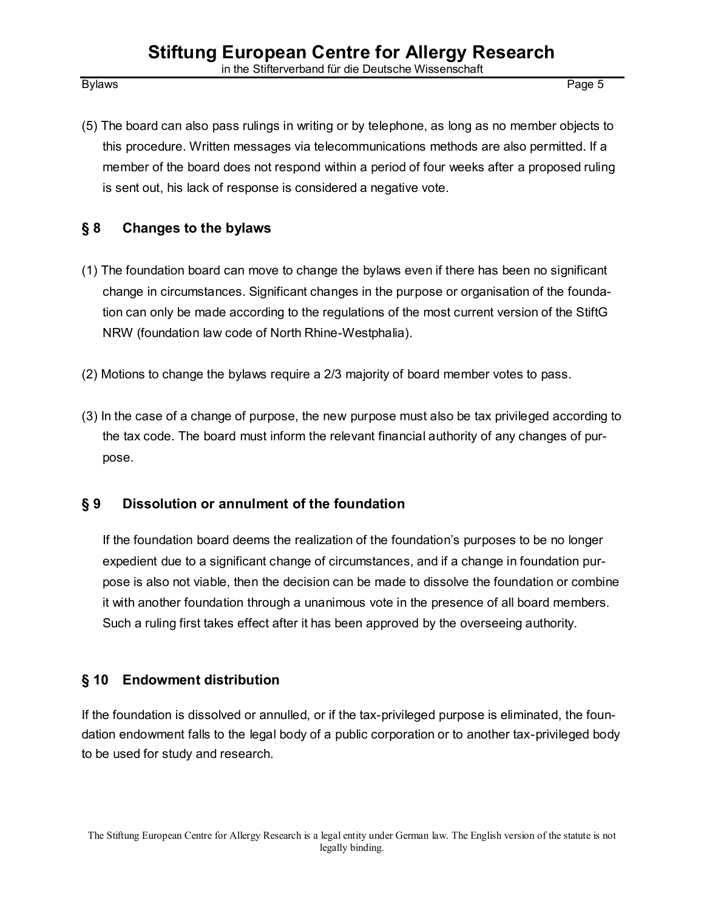(5) The board can also pass rulings in writing or by telephone, as long as no member objects to this procedure. Written messages via telecommunications methods are also permitted. If a member of the board does not respond within a period of four weeks after a proposed ruling is sent out, his lack of response is considered a negative vote.

## § 8 Changes to the bylaws

(1) The foundation board can move to change the bylaws even if there has been no significant change in circumstances. Significant changes in the purpose or organisation of the foundation can only be made according to the regulations of the most current version of the StiftG NRW (foundation law code of North Rhine-Westphalia).

(2) Motions to change the bylaws require a 2/3 majority of board member votes to pass.

(3) In the case of a change of purpose, the new purpose must also be tax privileged according to the tax code. The board must inform the relevant financial authority of any changes of purpose.

## § 9 Dissolution or annulment of the foundation

If the foundation board deems the realization of the foundation's purposes to be no longer expedient due to a significant change of circumstances, and if a change in foundation purpose is also not viable, then the decision can be made to dissolve the foundation or combine it with another foundation through a unanimous vote in the presence of all board members. Such a ruling first takes effect after it has been approved by the overseeing authority.

## § 10 Endowment distribution

If the foundation is dissolved or annulled, or if the tax-privileged purpose is eliminated, the foundation endowment falls to the legal body of a public corporation or to another tax-privileged body to be used for study and research.

The Stiftung European Centre for Allergy Research is a legal entity under German law. The English version of the statute is not legally binding.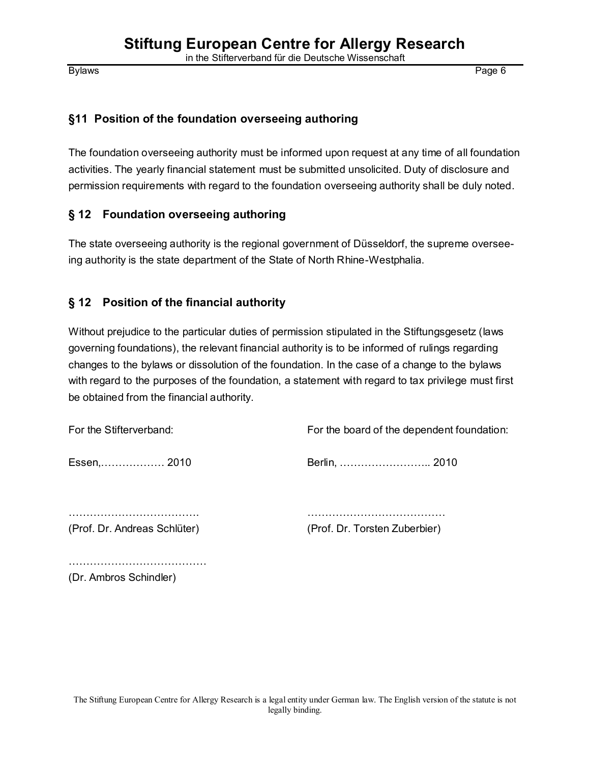## §11 Position of the foundation overseeing authoring

The foundation overseeing authority must be informed upon request at any time of all foundation activities. The yearly financial statement must be submitted unsolicited. Duty of disclosure and permission requirements with regard to the foundation overseeing authority shall be duly noted.

## § 12 Foundation overseeing authoring

The state overseeing authority is the regional government of Düsseldorf, the supreme overseeing authority is the state department of the State of North Rhine-Westphalia.

## § 12 Position of the financial authority

Without prejudice to the particular duties of permission stipulated in the Stiftungsgesetz (laws governing foundations), the relevant financial authority is to be informed of rulings regarding changes to the bylaws or dissolution of the foundation. In the case of a change to the bylaws with regard to the purposes of the foundation, a statement with regard to tax privilege must first be obtained from the financial authority.

For the Stifterverband:

Essen,……………… 2010

……………………………….
(Prof. Dr. Andreas Schlüter)

…………………………………
(Dr. Ambros Schindler)

For the board of the dependent foundation:

Berlin, …………………….. 2010

…………………………………
(Prof. Dr. Torsten Zuberbier)

The Stiftung European Centre for Allergy Research is a legal entity under German law. The English version of the statute is not legally binding.